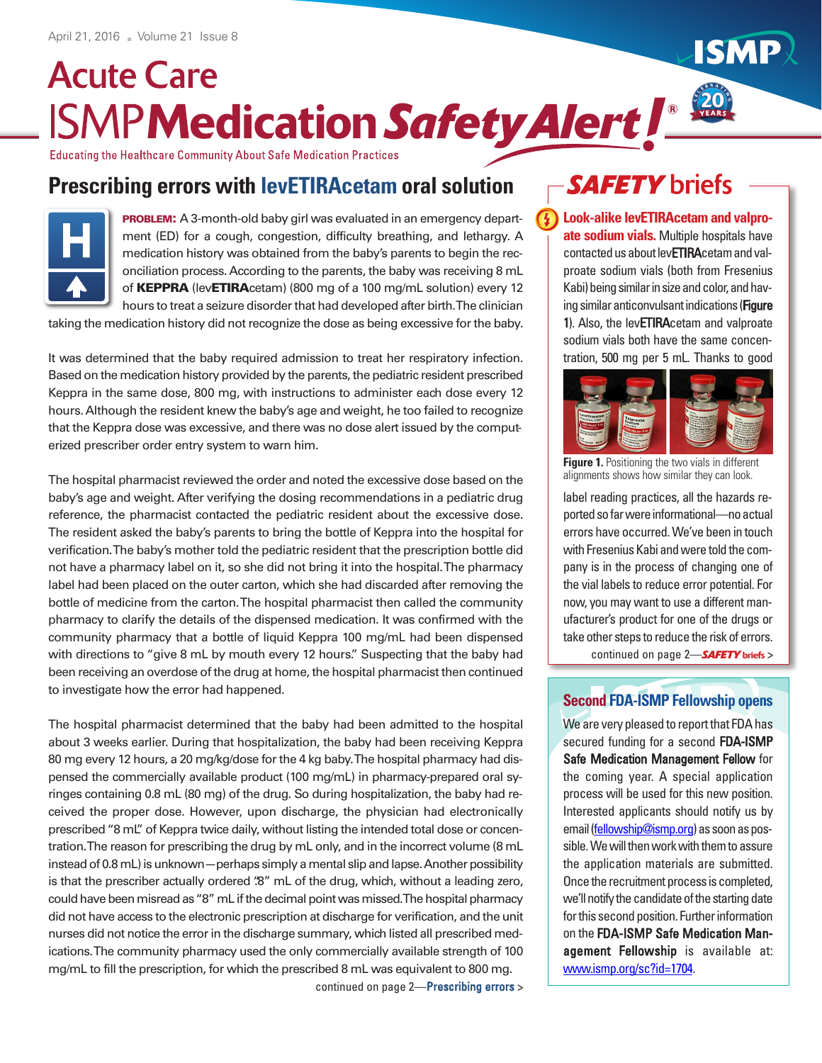# Acute Care ISMP Medication Safety Alert!®

Educating the Healthcare Community About Safe Medication Practices

## Prescribing errors with levETIRAcetam oral solution

**PROBLEM:** A 3-month-old baby girl was evaluated in an emergency department (ED) for a cough, congestion, difficulty breathing, and lethargy. A medication history was obtained from the baby's parents to begin the reconciliation process. According to the parents, the baby was receiving 8 mL of **KEPPRA** (lev**ETIRA**cetam) (800 mg of a 100 mg/mL solution) every 12 hours to treat a seizure disorder that had developed after birth. The clinician taking the medication history did not recognize the dose as being excessive for the baby.

It was determined that the baby required admission to treat her respiratory infection. Based on the medication history provided by the parents, the pediatric resident prescribed Keppra in the same dose, 800 mg, with instructions to administer each dose every 12 hours. Although the resident knew the baby's age and weight, he too failed to recognize that the Keppra dose was excessive, and there was no dose alert issued by the computerized prescriber order entry system to warn him.

The hospital pharmacist reviewed the order and noted the excessive dose based on the baby's age and weight. After verifying the dosing recommendations in a pediatric drug reference, the pharmacist contacted the pediatric resident about the excessive dose. The resident asked the baby's parents to bring the bottle of Keppra into the hospital for verification. The baby's mother told the pediatric resident that the prescription bottle did not have a pharmacy label on it, so she did not bring it into the hospital. The pharmacy label had been placed on the outer carton, which she had discarded after removing the bottle of medicine from the carton. The hospital pharmacist then called the community pharmacy to clarify the details of the dispensed medication. It was confirmed with the community pharmacy that a bottle of liquid Keppra 100 mg/mL had been dispensed with directions to "give 8 mL by mouth every 12 hours." Suspecting that the baby had been receiving an overdose of the drug at home, the hospital pharmacist then continued to investigate how the error had happened.

The hospital pharmacist determined that the baby had been admitted to the hospital about 3 weeks earlier. During that hospitalization, the baby had been receiving Keppra 80 mg every 12 hours, a 20 mg/kg/dose for the 4 kg baby. The hospital pharmacy had dispensed the commercially available product (100 mg/mL) in pharmacy-prepared oral syringes containing 0.8 mL (80 mg) of the drug. So during hospitalization, the baby had received the proper dose. However, upon discharge, the physician had electronically prescribed "8 mL" of Keppra twice daily, without listing the intended total dose or concentration. The reason for prescribing the drug by mL only, and in the incorrect volume (8 mL instead of 0.8 mL) is unknown—perhaps simply a mental slip and lapse. Another possibility is that the prescriber actually ordered ".8" mL of the drug, which, without a leading zero, could have been misread as "8" mL if the decimal point was missed. The hospital pharmacy did not have access to the electronic prescription at discharge for verification, and the unit nurses did not notice the error in the discharge summary, which listed all prescribed medications. The community pharmacy used the only commercially available strength of 100 mg/mL to fill the prescription, for which the prescribed 8 mL was equivalent to 800 mg.

continued on page 2—**Prescribing errors >**

## SAFETY briefs

**Look-alike levETIRAcetam and valproate sodium vials.** Multiple hospitals have contacted us about lev**ETIRA**cetam and valproate sodium vials (both from Fresenius Kabi) being similar in size and color, and having similar anticonvulsant indications (**Figure 1**). Also, the lev**ETIRA**cetam and valproate sodium vials both have the same concentration, 500 mg per 5 mL. Thanks to good label reading practices, all the hazards reported so far were informational—no actual errors have occurred. We've been in touch with Fresenius Kabi and were told the company is in the process of changing one of the vial labels to reduce error potential. For now, you may want to use a different manufacturer's product for one of the drugs or take other steps to reduce the risk of errors.

**Figure 1.** Positioning the two vials in different alignments shows how similar they can look.

continued on page 2—***SAFETY* briefs >**

## Second FDA-ISMP Fellowship opens

We are very pleased to report that FDA has secured funding for a second **FDA-ISMP Safe Medication Management Fellow** for the coming year. A special application process will be used for this new position. Interested applicants should notify us by email (fellowship@ismp.org) as soon as possible. We will then work with them to assure the application materials are submitted. Once the recruitment process is completed, we'll notify the candidate of the starting date for this second position. Further information on the **FDA-ISMP Safe Medication Management Fellowship** is available at: www.ismp.org/sc?id=1704.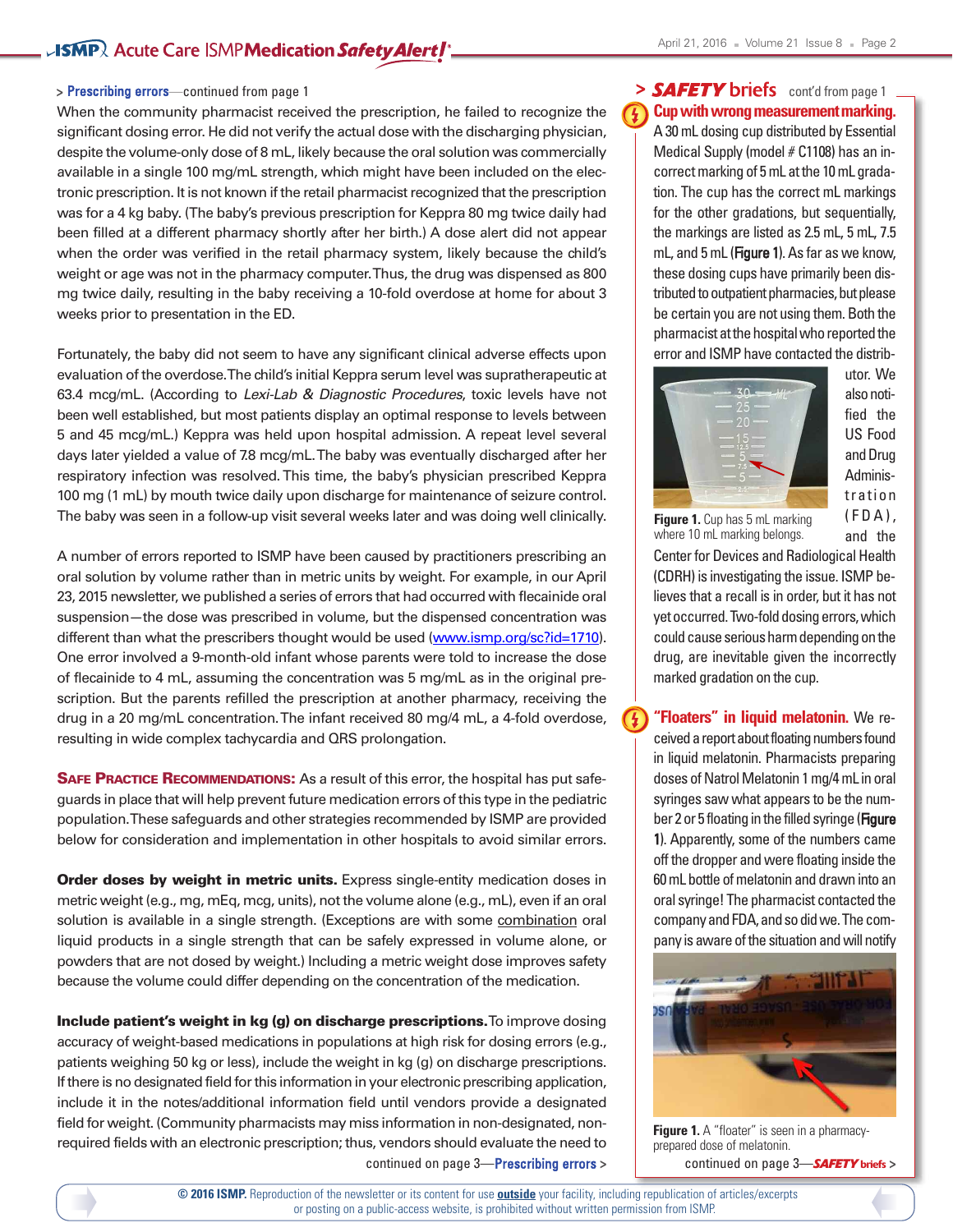> **Prescribing errors**—continued from page 1

When the community pharmacist received the prescription, he failed to recognize the significant dosing error. He did not verify the actual dose with the discharging physician, despite the volume-only dose of 8 mL, likely because the oral solution was commercially available in a single 100 mg/mL strength, which might have been included on the electronic prescription. It is not known if the retail pharmacist recognized that the prescription was for a 4 kg baby. (The baby's previous prescription for Keppra 80 mg twice daily had been filled at a different pharmacy shortly after her birth.) A dose alert did not appear when the order was verified in the retail pharmacy system, likely because the child's weight or age was not in the pharmacy computer. Thus, the drug was dispensed as 800 mg twice daily, resulting in the baby receiving a 10-fold overdose at home for about 3 weeks prior to presentation in the ED.

Fortunately, the baby did not seem to have any significant clinical adverse effects upon evaluation of the overdose. The child's initial Keppra serum level was supratherapeutic at 63.4 mcg/mL. (According to *Lexi-Lab & Diagnostic Procedures*, toxic levels have not been well established, but most patients display an optimal response to levels between 5 and 45 mcg/mL.) Keppra was held upon hospital admission. A repeat level several days later yielded a value of 7.8 mcg/mL. The baby was eventually discharged after her respiratory infection was resolved. This time, the baby's physician prescribed Keppra 100 mg (1 mL) by mouth twice daily upon discharge for maintenance of seizure control. The baby was seen in a follow-up visit several weeks later and was doing well clinically.

A number of errors reported to ISMP have been caused by practitioners prescribing an oral solution by volume rather than in metric units by weight. For example, in our April 23, 2015 newsletter, we published a series of errors that had occurred with flecainide oral suspension—the dose was prescribed in volume, but the dispensed concentration was different than what the prescribers thought would be used (www.ismp.org/sc?id=1710). One error involved a 9-month-old infant whose parents were told to increase the dose of flecainide to 4 mL, assuming the concentration was 5 mg/mL as in the original prescription. But the parents refilled the prescription at another pharmacy, receiving the drug in a 20 mg/mL concentration. The infant received 80 mg/4 mL, a 4-fold overdose, resulting in wide complex tachycardia and QRS prolongation.

**Safe Practice Recommendations:** As a result of this error, the hospital has put safeguards in place that will help prevent future medication errors of this type in the pediatric population. These safeguards and other strategies recommended by ISMP are provided below for consideration and implementation in other hospitals to avoid similar errors.

**Order doses by weight in metric units.** Express single-entity medication doses in metric weight (e.g., mg, mEq, mcg, units), not the volume alone (e.g., mL), even if an oral solution is available in a single strength. (Exceptions are with some combination oral liquid products in a single strength that can be safely expressed in volume alone, or powders that are not dosed by weight.) Including a metric weight dose improves safety because the volume could differ depending on the concentration of the medication.

**Include patient's weight in kg (g) on discharge prescriptions.** To improve dosing accuracy of weight-based medications in populations at high risk for dosing errors (e.g., patients weighing 50 kg or less), include the weight in kg (g) on discharge prescriptions. If there is no designated field for this information in your electronic prescribing application, include it in the notes/additional information field until vendors provide a designated field for weight. (Community pharmacists may miss information in non-designated, non-required fields with an electronic prescription; thus, vendors should evaluate the need to

continued on page 3—**Prescribing errors** >

> ***SAFETY* briefs** cont'd from page 1

**Cup with wrong measurement marking.** A 30 mL dosing cup distributed by Essential Medical Supply (model # C1108) has an incorrect marking of 5 mL at the 10 mL gradation. The cup has the correct mL markings for the other gradations, but sequentially, the markings are listed as 2.5 mL, 5 mL, 7.5 mL, and 5 mL (**Figure 1**). As far as we know, these dosing cups have primarily been distributed to outpatient pharmacies, but please be certain you are not using them. Both the pharmacist at the hospital who reported the error and ISMP have contacted the distributor. We also notified the US Food and Drug Administration (FDA), and the Center for Devices and Radiological Health (CDRH) is investigating the issue. ISMP believes that a recall is in order, but it has not yet occurred. Two-fold dosing errors, which could cause serious harm depending on the drug, are inevitable given the incorrectly marked gradation on the cup.

**Figure 1.** Cup has 5 mL marking where 10 mL marking belongs.

**"Floaters" in liquid melatonin.** We received a report about floating numbers found in liquid melatonin. Pharmacists preparing doses of Natrol Melatonin 1 mg/4 mL in oral syringes saw what appears to be the number 2 or 5 floating in the filled syringe (**Figure 1**). Apparently, some of the numbers came off the dropper and were floating inside the 60 mL bottle of melatonin and drawn into an oral syringe! The pharmacist contacted the company and FDA, and so did we. The company is aware of the situation and will notify

**Figure 1.** A "floater" is seen in a pharmacy-prepared dose of melatonin.

continued on page 3—***SAFETY* briefs** >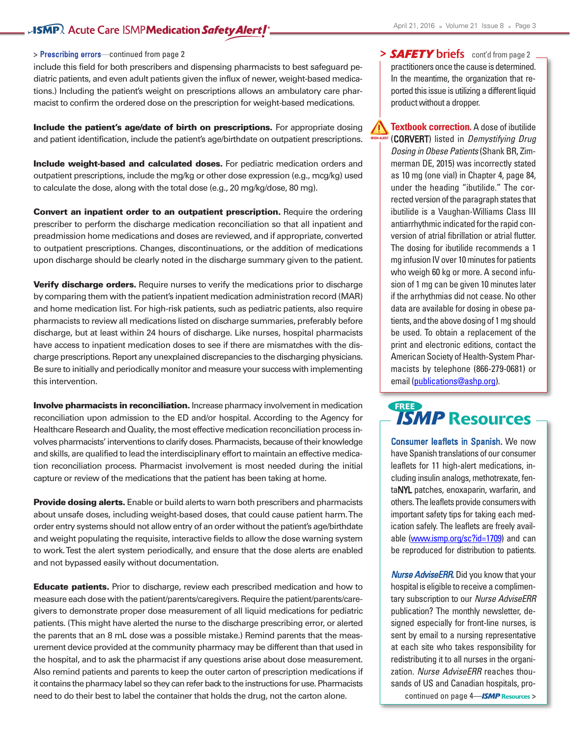> **Prescribing errors**—continued from page 2

include this field for both prescribers and dispensing pharmacists to best safeguard pediatric patients, and even adult patients given the influx of newer, weight-based medications.) Including the patient's weight on prescriptions allows an ambulatory care pharmacist to confirm the ordered dose on the prescription for weight-based medications.

**Include the patient's age/date of birth on prescriptions.** For appropriate dosing and patient identification, include the patient's age/birthdate on outpatient prescriptions.

**Include weight-based and calculated doses.** For pediatric medication orders and outpatient prescriptions, include the mg/kg or other dose expression (e.g., mcg/kg) used to calculate the dose, along with the total dose (e.g., 20 mg/kg/dose, 80 mg).

**Convert an inpatient order to an outpatient prescription.** Require the ordering prescriber to perform the discharge medication reconciliation so that all inpatient and preadmission home medications and doses are reviewed, and if appropriate, converted to outpatient prescriptions. Changes, discontinuations, or the addition of medications upon discharge should be clearly noted in the discharge summary given to the patient.

**Verify discharge orders.** Require nurses to verify the medications prior to discharge by comparing them with the patient's inpatient medication administration record (MAR) and home medication list. For high-risk patients, such as pediatric patients, also require pharmacists to review all medications listed on discharge summaries, preferably before discharge, but at least within 24 hours of discharge. Like nurses, hospital pharmacists have access to inpatient medication doses to see if there are mismatches with the discharge prescriptions. Report any unexplained discrepancies to the discharging physicians. Be sure to initially and periodically monitor and measure your success with implementing this intervention.

**Involve pharmacists in reconciliation.** Increase pharmacy involvement in medication reconciliation upon admission to the ED and/or hospital. According to the Agency for Healthcare Research and Quality, the most effective medication reconciliation process involves pharmacists' interventions to clarify doses. Pharmacists, because of their knowledge and skills, are qualified to lead the interdisciplinary effort to maintain an effective medication reconciliation process. Pharmacist involvement is most needed during the initial capture or review of the medications that the patient has been taking at home.

**Provide dosing alerts.** Enable or build alerts to warn both prescribers and pharmacists about unsafe doses, including weight-based doses, that could cause patient harm. The order entry systems should not allow entry of an order without the patient's age/birthdate and weight populating the requisite, interactive fields to allow the dose warning system to work. Test the alert system periodically, and ensure that the dose alerts are enabled and not bypassed easily without documentation.

**Educate patients.** Prior to discharge, review each prescribed medication and how to measure each dose with the patient/parents/caregivers. Require the patient/parents/caregivers to demonstrate proper dose measurement of all liquid medications for pediatric patients. (This might have alerted the nurse to the discharge prescribing error, or alerted the parents that an 8 mL dose was a possible mistake.) Remind parents that the measurement device provided at the community pharmacy may be different than that used in the hospital, and to ask the pharmacist if any questions arise about dose measurement. Also remind patients and parents to keep the outer carton of prescription medications if it contains the pharmacy label so they can refer back to the instructions for use. Pharmacists need to do their best to label the container that holds the drug, not the carton alone.

## > *SAFETY* briefs cont'd from page 2

practitioners once the cause is determined. In the meantime, the organization that reported this issue is utilizing a different liquid product without a dropper.

HIGH-ALERT **Textbook correction.** A dose of ibutilide (CORVERT) listed in *Demystifying Drug Dosing in Obese Patients* (Shank BR, Zimmerman DE, 2015) was incorrectly stated as 10 mg (one vial) in Chapter 4, page 84, under the heading "ibutilide." The corrected version of the paragraph states that ibutilide is a Vaughan-Williams Class III antiarrhythmic indicated for the rapid conversion of atrial fibrillation or atrial flutter. The dosing for ibutilide recommends a 1 mg infusion IV over 10 minutes for patients who weigh 60 kg or more. A second infusion of 1 mg can be given 10 minutes later if the arrhythmias did not cease. No other data are available for dosing in obese patients, and the above dosing of 1 mg should be used. To obtain a replacement of the print and electronic editions, contact the American Society of Health-System Pharmacists by telephone (866-279-0681) or email (publications@ashp.org).

## FREE ISMP Resources

**Consumer leaflets in Spanish.** We now have Spanish translations of our consumer leaflets for 11 high-alert medications, including insulin analogs, methotrexate, fentaNYL patches, enoxaparin, warfarin, and others. The leaflets provide consumers with important safety tips for taking each medication safely. The leaflets are freely available (www.ismp.org/sc?id=1709) and can be reproduced for distribution to patients.

***Nurse AdviseERR.*** Did you know that your hospital is eligible to receive a complimentary subscription to our *Nurse AdviseERR* publication? The monthly newsletter, designed especially for front-line nurses, is sent by email to a nursing representative at each site who takes responsibility for redistributing it to all nurses in the organization. *Nurse AdviseERR* reaches thousands of US and Canadian hospitals, pro-

continued on page 4—**ISMP Resources** >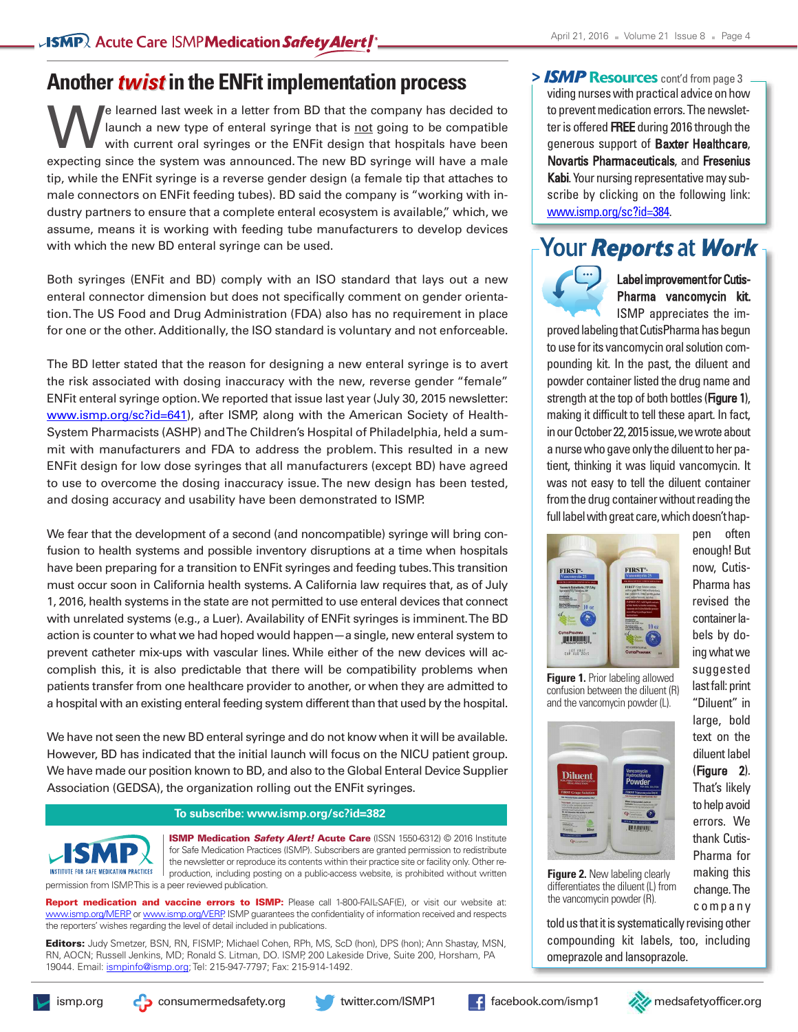## Another *twist* in the ENFit implementation process

We learned last week in a letter from BD that the company has decided to launch a new type of enteral syringe that is not going to be compatible with current oral syringes or the ENFit design that hospitals have been expecting since the system was announced. The new BD syringe will have a male tip, while the ENFit syringe is a reverse gender design (a female tip that attaches to male connectors on ENFit feeding tubes). BD said the company is "working with industry partners to ensure that a complete enteral ecosystem is available," which, we assume, means it is working with feeding tube manufacturers to develop devices with which the new BD enteral syringe can be used.

Both syringes (ENFit and BD) comply with an ISO standard that lays out a new enteral connector dimension but does not specifically comment on gender orientation. The US Food and Drug Administration (FDA) also has no requirement in place for one or the other. Additionally, the ISO standard is voluntary and not enforceable.

The BD letter stated that the reason for designing a new enteral syringe is to avert the risk associated with dosing inaccuracy with the new, reverse gender "female" ENFit enteral syringe option. We reported that issue last year (July 30, 2015 newsletter: www.ismp.org/sc?id=641), after ISMP, along with the American Society of Health-System Pharmacists (ASHP) and The Children's Hospital of Philadelphia, held a summit with manufacturers and FDA to address the problem. This resulted in a new ENFit design for low dose syringes that all manufacturers (except BD) have agreed to use to overcome the dosing inaccuracy issue. The new design has been tested, and dosing accuracy and usability have been demonstrated to ISMP.

We fear that the development of a second (and noncompatible) syringe will bring confusion to health systems and possible inventory disruptions at a time when hospitals have been preparing for a transition to ENFit syringes and feeding tubes. This transition must occur soon in California health systems. A California law requires that, as of July 1, 2016, health systems in the state are not permitted to use enteral devices that connect with unrelated systems (e.g., a Luer). Availability of ENFit syringes is imminent. The BD action is counter to what we had hoped would happen—a single, new enteral system to prevent catheter mix-ups with vascular lines. While either of the new devices will accomplish this, it is also predictable that there will be compatibility problems when patients transfer from one healthcare provider to another, or when they are admitted to a hospital with an existing enteral feeding system different than that used by the hospital.

We have not seen the new BD enteral syringe and do not know when it will be available. However, BD has indicated that the initial launch will focus on the NICU patient group. We have made our position known to BD, and also to the Global Enteral Device Supplier Association (GEDSA), the organization rolling out the ENFit syringes.

**To subscribe: www.ismp.org/sc?id=382**

**ISMP Medication *Safety Alert!* Acute Care** (ISSN 1550-6312) © 2016 Institute for Safe Medication Practices (ISMP). Subscribers are granted permission to redistribute the newsletter or reproduce its contents within their practice site or facility only. Other reproduction, including posting on a public-access website, is prohibited without written permission from ISMP. This is a peer reviewed publication.

**Report medication and vaccine errors to ISMP:** Please call 1-800-FAIL-SAF(E), or visit our website at: www.ismp.org/MERP or www.ismp.org/VERP. ISMP guarantees the confidentiality of information received and respects the reporters' wishes regarding the level of detail included in publications.

**Editors:** Judy Smetzer, BSN, RN, FISMP; Michael Cohen, RPh, MS, ScD (hon), DPS (hon); Ann Shastay, MSN, RN, AOCN; Russell Jenkins, MD; Ronald S. Litman, DO. ISMP, 200 Lakeside Drive, Suite 200, Horsham, PA 19044. Email: ismpinfo@ismp.org; Tel: 215-947-7797; Fax: 215-914-1492.

### > ISMP Resources cont'd from page 3

viding nurses with practical advice on how to prevent medication errors. The newsletter is offered **FREE** during 2016 through the generous support of **Baxter Healthcare**, **Novartis Pharmaceuticals**, and **Fresenius Kabi**. Your nursing representative may subscribe by clicking on the following link: www.ismp.org/sc?id=384.

## Your *Reports* at *Work*

**Label improvement for CutisPharma vancomycin kit.** ISMP appreciates the improved labeling that CutisPharma has begun to use for its vancomycin oral solution compounding kit. In the past, the diluent and powder container listed the drug name and strength at the top of both bottles (**Figure 1**), making it difficult to tell these apart. In fact, in our October 22, 2015 issue, we wrote about a nurse who gave only the diluent to her patient, thinking it was liquid vancomycin. It was not easy to tell the diluent container from the drug container without reading the full label with great care, which doesn't happen often enough! But now, CutisPharma has revised the container labels by doing what we suggested last fall: print "Diluent" in large, bold text on the diluent label (**Figure 2**). That's likely to help avoid errors. We thank CutisPharma for making this change. The company told us that it is systematically revising other compounding kit labels, too, including omeprazole and lansoprazole.

**Figure 1.** Prior labeling allowed confusion between the diluent (R) and the vancomycin powder (L).

**Figure 2.** New labeling clearly differentiates the diluent (L) from the vancomycin powder (R).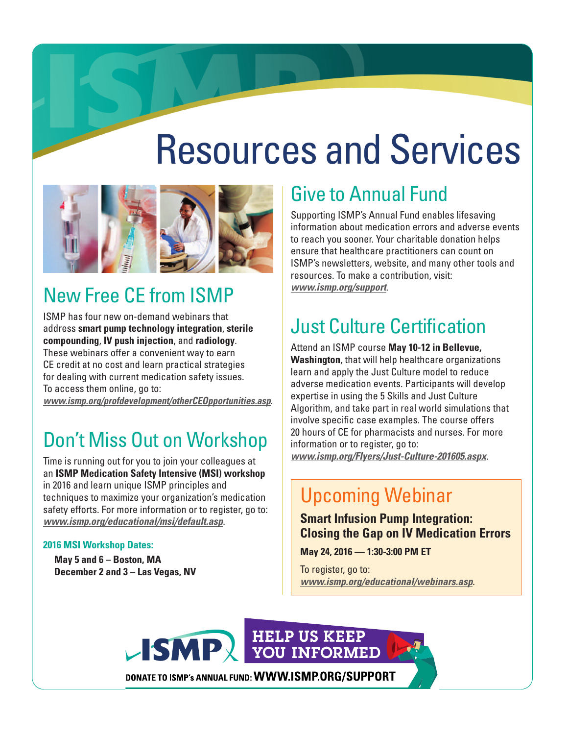# Resources and Services

## New Free CE from ISMP

ISMP has four new on-demand webinars that address **smart pump technology integration**, **sterile compounding**, **IV push injection**, and **radiology**. These webinars offer a convenient way to earn CE credit at no cost and learn practical strategies for dealing with current medication safety issues. To access them online, go to: ***www.ismp.org/profdevelopment/otherCEOpportunities.asp***.

## Don't Miss Out on Workshop

Time is running out for you to join your colleagues at an **ISMP Medication Safety Intensive (MSI) workshop** in 2016 and learn unique ISMP principles and techniques to maximize your organization's medication safety efforts. For more information or to register, go to: ***www.ismp.org/educational/msi/default.asp***.

**2016 MSI Workshop Dates:**

**May 5 and 6 – Boston, MA**
**December 2 and 3 – Las Vegas, NV**

## Give to Annual Fund

Supporting ISMP's Annual Fund enables lifesaving information about medication errors and adverse events to reach you sooner. Your charitable donation helps ensure that healthcare practitioners can count on ISMP's newsletters, website, and many other tools and resources. To make a contribution, visit: ***www.ismp.org/support***.

## Just Culture Certification

Attend an ISMP course **May 10-12 in Bellevue, Washington**, that will help healthcare organizations learn and apply the Just Culture model to reduce adverse medication events. Participants will develop expertise in using the 5 Skills and Just Culture Algorithm, and take part in real world simulations that involve specific case examples. The course offers 20 hours of CE for pharmacists and nurses. For more information or to register, go to: ***www.ismp.org/Flyers/Just-Culture-201605.aspx***.

## Upcoming Webinar

**Smart Infusion Pump Integration: Closing the Gap on IV Medication Errors**

**May 24, 2016 — 1:30-3:00 PM ET**

To register, go to: ***www.ismp.org/educational/webinars.asp***.

ISMP HELP US KEEP YOU INFORMED

DONATE TO ISMP's ANNUAL FUND: **WWW.ISMP.ORG/SUPPORT**